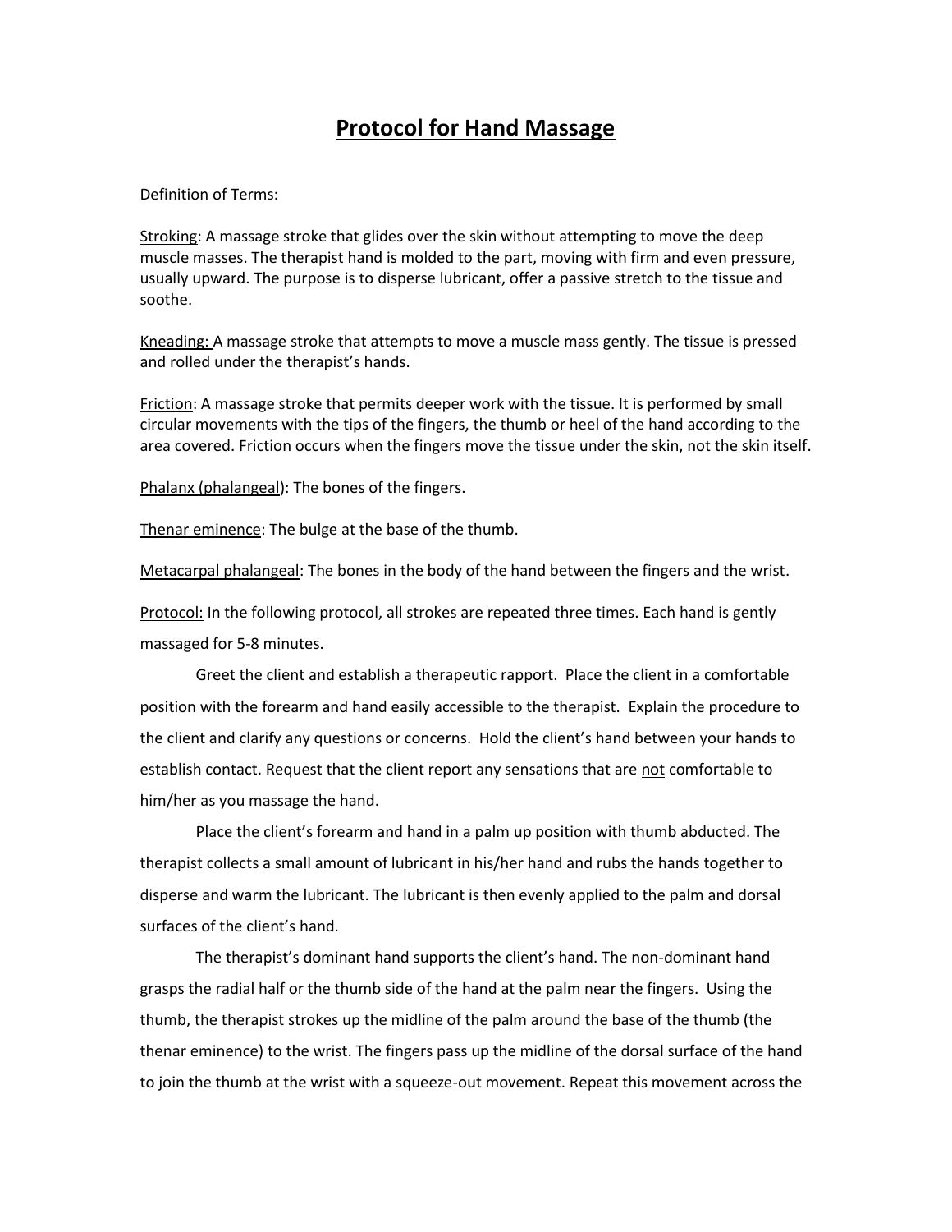# Protocol for Hand Massage

Definition of Terms:

<u>Stroking</u>: A massage stroke that glides over the skin without attempting to move the deep muscle masses. The therapist hand is molded to the part, moving with firm and even pressure, usually upward. The purpose is to disperse lubricant, offer a passive stretch to the tissue and soothe.

<u>Kneading:</u> A massage stroke that attempts to move a muscle mass gently. The tissue is pressed and rolled under the therapist's hands.

<u>Friction</u>: A massage stroke that permits deeper work with the tissue. It is performed by small circular movements with the tips of the fingers, the thumb or heel of the hand according to the area covered. Friction occurs when the fingers move the tissue under the skin, not the skin itself.

<u>Phalanx (phalangeal)</u>: The bones of the fingers.

<u>Thenar eminence</u>: The bulge at the base of the thumb.

<u>Metacarpal phalangeal</u>: The bones in the body of the hand between the fingers and the wrist.

<u>Protocol:</u> In the following protocol, all strokes are repeated three times. Each hand is gently massaged for 5-8 minutes.

Greet the client and establish a therapeutic rapport. Place the client in a comfortable position with the forearm and hand easily accessible to the therapist. Explain the procedure to the client and clarify any questions or concerns. Hold the client's hand between your hands to establish contact. Request that the client report any sensations that are <u>not</u> comfortable to him/her as you massage the hand.

Place the client's forearm and hand in a palm up position with thumb abducted. The therapist collects a small amount of lubricant in his/her hand and rubs the hands together to disperse and warm the lubricant. The lubricant is then evenly applied to the palm and dorsal surfaces of the client's hand.

The therapist's dominant hand supports the client's hand. The non-dominant hand grasps the radial half or the thumb side of the hand at the palm near the fingers. Using the thumb, the therapist strokes up the midline of the palm around the base of the thumb (the thenar eminence) to the wrist. The fingers pass up the midline of the dorsal surface of the hand to join the thumb at the wrist with a squeeze-out movement. Repeat this movement across the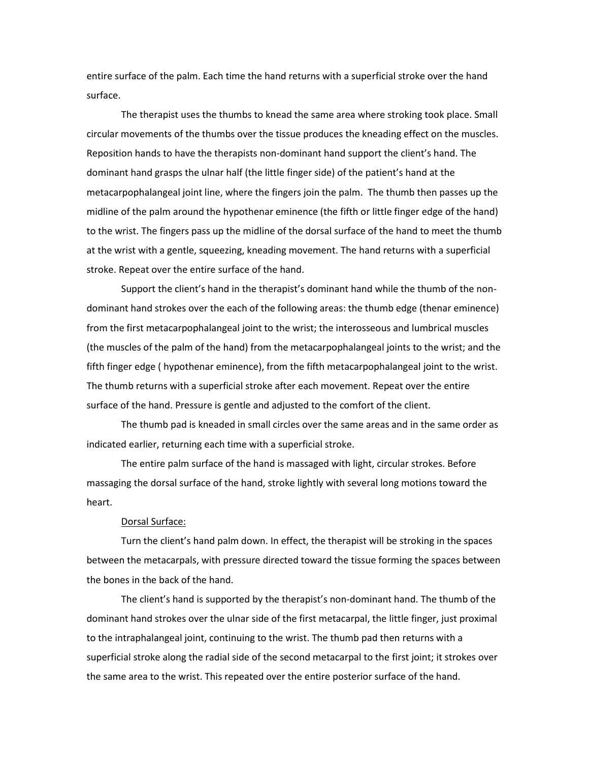entire surface of the palm. Each time the hand returns with a superficial stroke over the hand surface.

The therapist uses the thumbs to knead the same area where stroking took place. Small circular movements of the thumbs over the tissue produces the kneading effect on the muscles. Reposition hands to have the therapists non-dominant hand support the client's hand. The dominant hand grasps the ulnar half (the little finger side) of the patient's hand at the metacarpophalangeal joint line, where the fingers join the palm. The thumb then passes up the midline of the palm around the hypothenar eminence (the fifth or little finger edge of the hand) to the wrist. The fingers pass up the midline of the dorsal surface of the hand to meet the thumb at the wrist with a gentle, squeezing, kneading movement. The hand returns with a superficial stroke. Repeat over the entire surface of the hand.

Support the client's hand in the therapist's dominant hand while the thumb of the non-dominant hand strokes over the each of the following areas: the thumb edge (thenar eminence) from the first metacarpophalangeal joint to the wrist; the interosseous and lumbrical muscles (the muscles of the palm of the hand) from the metacarpophalangeal joints to the wrist; and the fifth finger edge ( hypothenar eminence), from the fifth metacarpophalangeal joint to the wrist. The thumb returns with a superficial stroke after each movement. Repeat over the entire surface of the hand. Pressure is gentle and adjusted to the comfort of the client.

The thumb pad is kneaded in small circles over the same areas and in the same order as indicated earlier, returning each time with a superficial stroke.

The entire palm surface of the hand is massaged with light, circular strokes. Before massaging the dorsal surface of the hand, stroke lightly with several long motions toward the heart.

<u>Dorsal Surface:</u>

Turn the client's hand palm down. In effect, the therapist will be stroking in the spaces between the metacarpals, with pressure directed toward the tissue forming the spaces between the bones in the back of the hand.

The client's hand is supported by the therapist's non-dominant hand. The thumb of the dominant hand strokes over the ulnar side of the first metacarpal, the little finger, just proximal to the intraphalangeal joint, continuing to the wrist. The thumb pad then returns with a superficial stroke along the radial side of the second metacarpal to the first joint; it strokes over the same area to the wrist. This repeated over the entire posterior surface of the hand.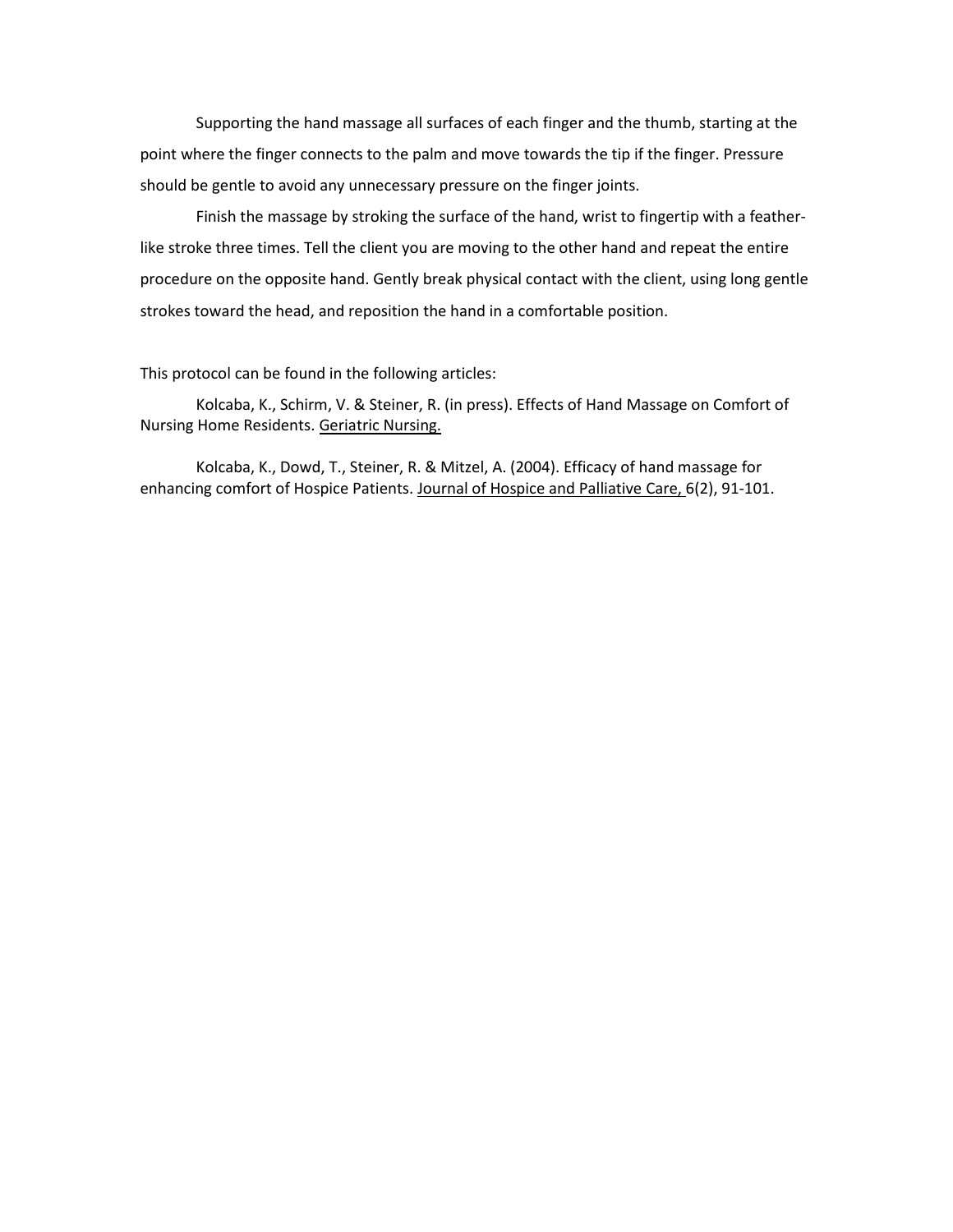Supporting the hand massage all surfaces of each finger and the thumb, starting at the point where the finger connects to the palm and move towards the tip if the finger. Pressure should be gentle to avoid any unnecessary pressure on the finger joints.

Finish the massage by stroking the surface of the hand, wrist to fingertip with a feather-like stroke three times. Tell the client you are moving to the other hand and repeat the entire procedure on the opposite hand. Gently break physical contact with the client, using long gentle strokes toward the head, and reposition the hand in a comfortable position.

This protocol can be found in the following articles:

Kolcaba, K., Schirm, V. & Steiner, R. (in press). Effects of Hand Massage on Comfort of Nursing Home Residents. <u>Geriatric Nursing.</u>

Kolcaba, K., Dowd, T., Steiner, R. & Mitzel, A. (2004). Efficacy of hand massage for enhancing comfort of Hospice Patients. <u>Journal of Hospice and Palliative Care,</u> 6(2), 91-101.